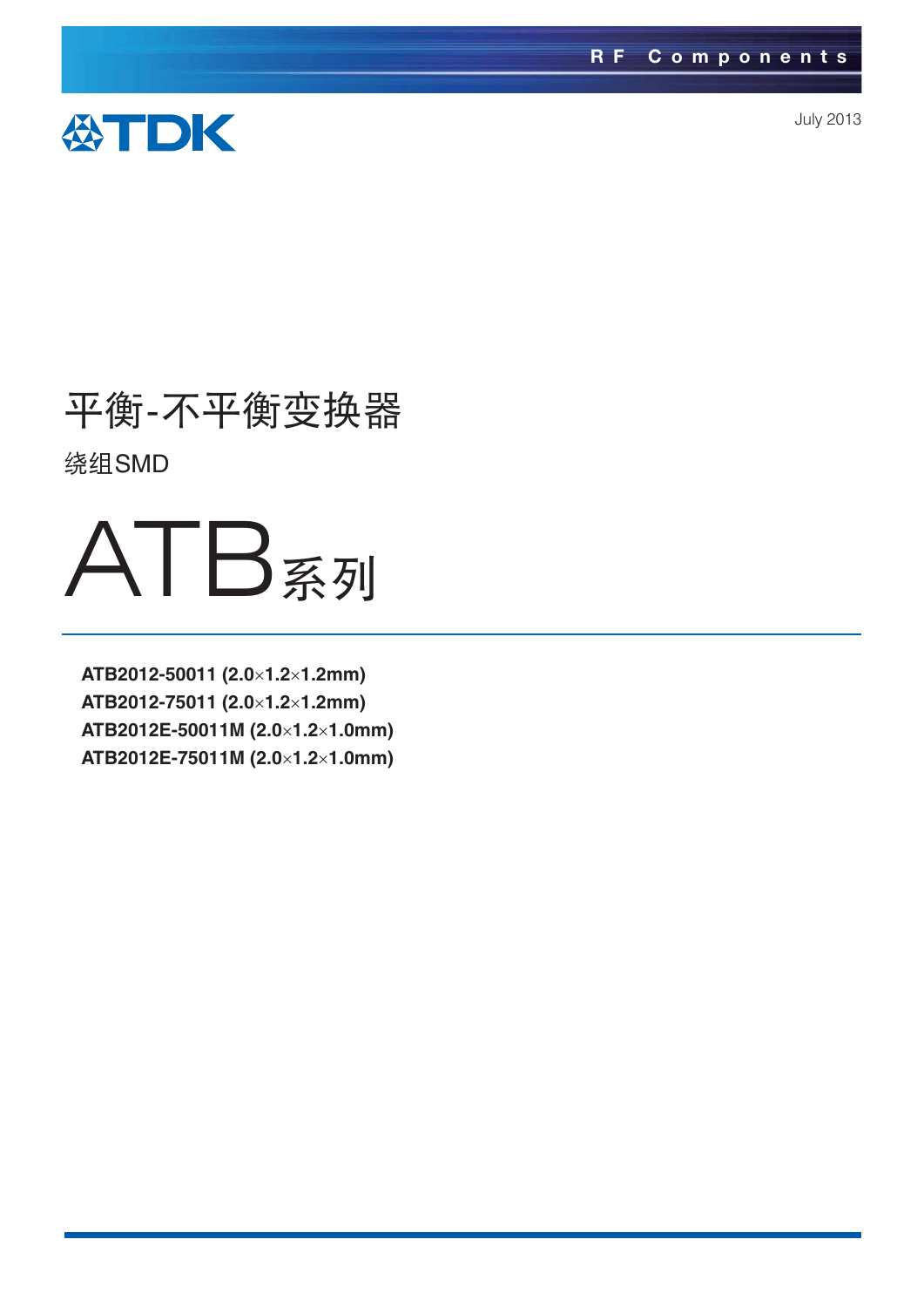RF Components

TDK

July 2013

# 平衡-不平衡变换器

绕组SMD

# ATB系列

**ATB2012-50011 (2.0×1.2×1.2mm)**
**ATB2012-75011 (2.0×1.2×1.2mm)**
**ATB2012E-50011M (2.0×1.2×1.0mm)**
**ATB2012E-75011M (2.0×1.2×1.0mm)**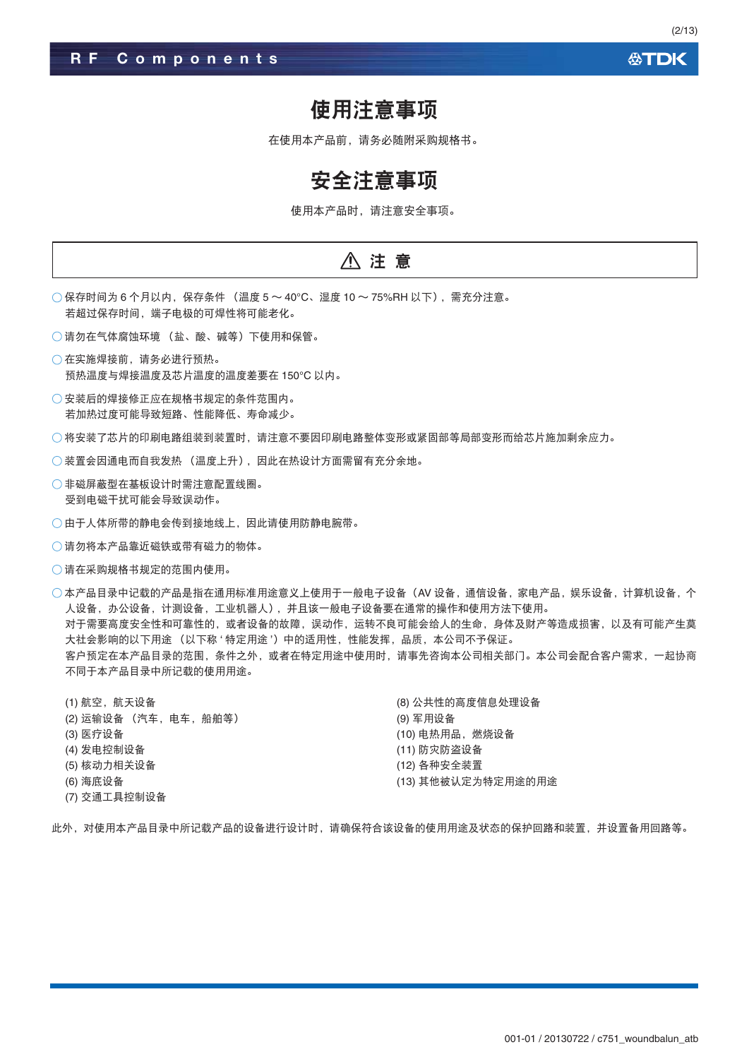# 使用注意事项

在使用本产品前，请务必随附采购规格书。

# 安全注意事项

使用本产品时，请注意安全事项。

## ⚠ 注 意

- ○ 保存时间为 6 个月以内，保存条件 （温度 5 ～ 40°C、湿度 10 ～ 75%RH 以下），需充分注意。
  若超过保存时间，端子电极的可焊性将可能老化。
- ○ 请勿在气体腐蚀环境 （盐、酸、碱等）下使用和保管。
- ○ 在实施焊接前，请务必进行预热。
  预热温度与焊接温度及芯片温度的温度差要在 150°C 以内。
- ○ 安装后的焊接修正应在规格书规定的条件范围内。
  若加热过度可能导致短路、性能降低、寿命减少。
- ○ 将安装了芯片的印刷电路组装到装置时，请注意不要因印刷电路整体变形或紧固部等局部变形而给芯片施加剩余应力。
- ○ 装置会因通电而自我发热 （温度上升），因此在热设计方面需留有充分余地。
- ○ 非磁屏蔽型在基板设计时需注意配置线圈。
  受到电磁干扰可能会导致误动作。
- ○ 由于人体所带的静电会传到接地线上，因此请使用防静电腕带。
- ○ 请勿将本产品靠近磁铁或带有磁力的物体。
- ○ 请在采购规格书规定的范围内使用。
- ○ 本产品目录中记载的产品是指在通用标准用途意义上使用于一般电子设备（AV 设备，通信设备，家电产品，娱乐设备，计算机设备，个人设备，办公设备，计测设备，工业机器人），并且该一般电子设备要在通常的操作和使用方法下使用。
  对于需要高度安全性和可靠性的，或者设备的故障，误动作，运转不良可能会给人的生命，身体及财产等造成损害，以及有可能产生莫大社会影响的以下用途 （以下称 ' 特定用途 '）中的适用性，性能发挥，品质，本公司不予保证。
  客户预定在本产品目录的范围，条件之外，或者在特定用途中使用时，请事先咨询本公司相关部门。本公司会配合客户需求，一起协商不同于本产品目录中所记载的使用用途。

(1) 航空，航天设备
(2) 运输设备 （汽车，电车，船舶等）
(3) 医疗设备
(4) 发电控制设备
(5) 核动力相关设备
(6) 海底设备
(7) 交通工具控制设备
(8) 公共性的高度信息处理设备
(9) 军用设备
(10) 电热用品，燃烧设备
(11) 防灾防盗设备
(12) 各种安全装置
(13) 其他被认定为特定用途的用途

此外，对使用本产品目录中所记载产品的设备进行设计时，请确保符合该设备的使用用途及状态的保护回路和装置，并设置备用回路等。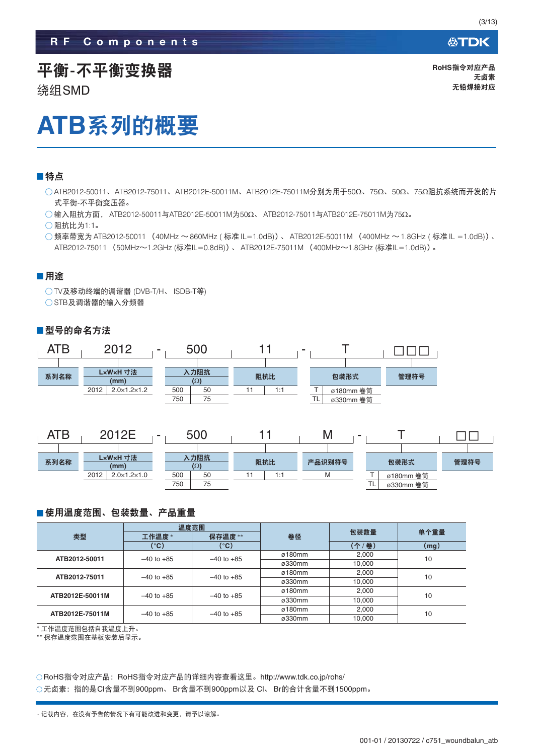RF Components

# 平衡-不平衡变换器

绕组SMD

RoHS指令对应产品
无卤素
无铅焊接对应

# ATB系列的概要

## ■特点

- ○ATB2012-50011、ATB2012-75011、ATB2012E-50011M、ATB2012E-75011M分别为用于50Ω、75Ω、50Ω、75Ω阻抗系统而开发的片式平衡-不平衡变压器。
- ○输入阻抗方面， ATB2012-50011与ATB2012E-50011M为50Ω、 ATB2012-75011与ATB2012E-75011M为75Ω。
- ○阻抗比为1:1。
- ○频率带宽为ATB2012-50011 （40MHz ～860MHz ( 标准 IL＝1.0dB)）、 ATB2012E-50011M （400MHz ～1.8GHz ( 标准 IL ＝1.0dB)）、ATB2012-75011 （50MHz～1.2GHz (标准IL＝0.8dB)）、 ATB2012E-75011M （400MHz～1.8GHz (标准IL＝1.0dB)）。

## ■用途

- ○TV及移动终端的调谐器 (DVB-T/H、 ISDB-T等)
- ○STB及调谐器的输入分频器

## ■型号的命名方法

ATB 2012 - 500 11 - T □□□

| 系列名称 | LxWxH 寸法 (mm) | 入力阻抗 (Ω) | 阻抗比 | 包装形式 | 管理符号 |
|---|---|---|---|---|---|
| ATB | 2012: 2.0×1.2×1.2 | 500: 50<br>750: 75 | 11: 1:1 | T: ø180mm 卷筒<br>TL: ø330mm 卷筒 | □□□ |

ATB 2012E - 500 11 M - T □□

| 系列名称 | LxWxH 寸法 (mm) | 入力阻抗 (Ω) | 阻抗比 | 产品识别符号 | 包装形式 | 管理符号 |
|---|---|---|---|---|---|---|
| ATB | 2012: 2.0×1.2×1.0 | 500: 50<br>750: 75 | 11: 1:1 | M | T: ø180mm 卷筒<br>TL: ø330mm 卷筒 | □□ |

## ■使用温度范围、包装数量、产品重量

| 类型 | 温度范围 工作温度* (°C) | 温度范围 保存温度** (°C) | 卷径 | 包装数量 (个 / 卷) | 单个重量 (mg) |
|---|---|---|---|---|---|
| ATB2012-50011 | –40 to +85 | –40 to +85 | ø180mm | 2,000 | 10 |
| | | | ø330mm | 10,000 | |
| ATB2012-75011 | –40 to +85 | –40 to +85 | ø180mm | 2,000 | 10 |
| | | | ø330mm | 10,000 | |
| ATB2012E-50011M | –40 to +85 | –40 to +85 | ø180mm | 2,000 | 10 |
| | | | ø330mm | 10,000 | |
| ATB2012E-75011M | –40 to +85 | –40 to +85 | ø180mm | 2,000 | 10 |
| | | | ø330mm | 10,000 | |

\* 工作温度范围包括自我温度上升。
** 保存温度范围在基板安装后显示。

○RoHS指令对应产品：RoHS指令对应产品的详细内容查看这里。http://www.tdk.co.jp/rohs/
○无卤素：指的是Cl含量不到900ppm、 Br含量不到900ppm以及 Cl、 Br的合计含量不到1500ppm。

· 记载内容，在没有予告的情况下有可能改进和变更，请予以谅解。

001-01 / 20130722 / c751_woundbalun_atb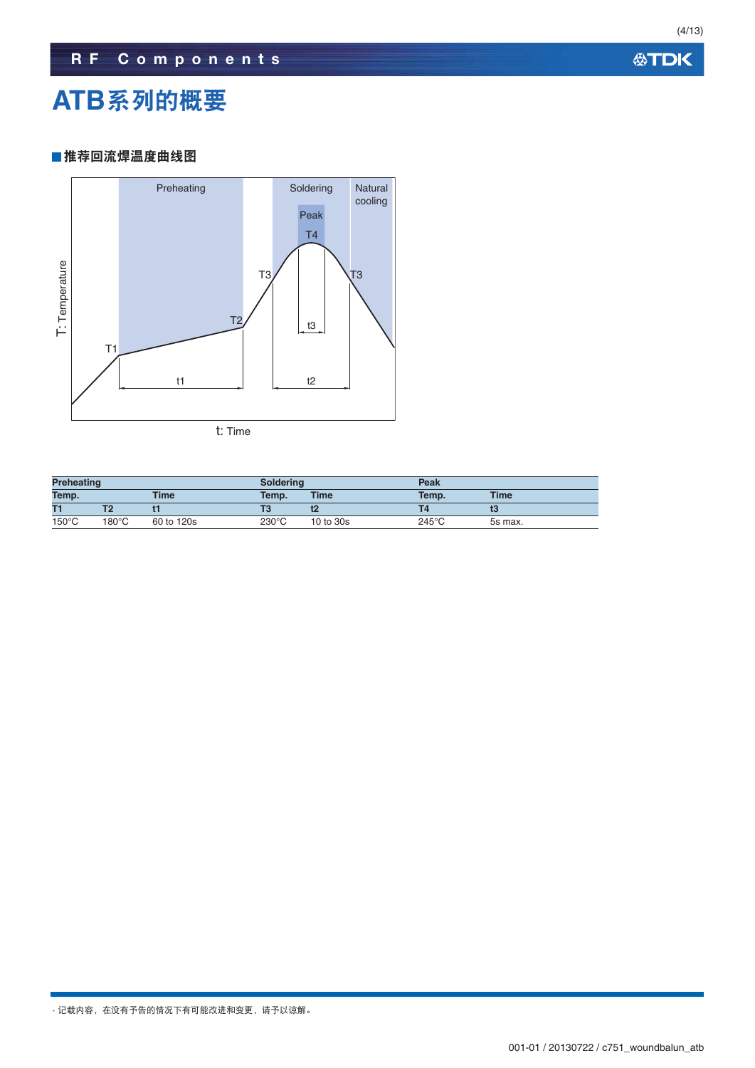# ATB系列的概要

## ■推荐回流焊温度曲线图

| Preheating | | | Soldering | | Peak | |
|---|---|---|---|---|---|---|
| Temp. | | Time | Temp. | Time | Temp. | Time |
| T1 | T2 | t1 | T3 | t2 | T4 | t3 |
| 150°C | 180°C | 60 to 120s | 230°C | 10 to 30s | 245°C | 5s max. |

· 记载内容，在没有予告的情况下有可能改进和变更，请予以谅解。

001-01 / 20130722 / c751_woundbalun_atb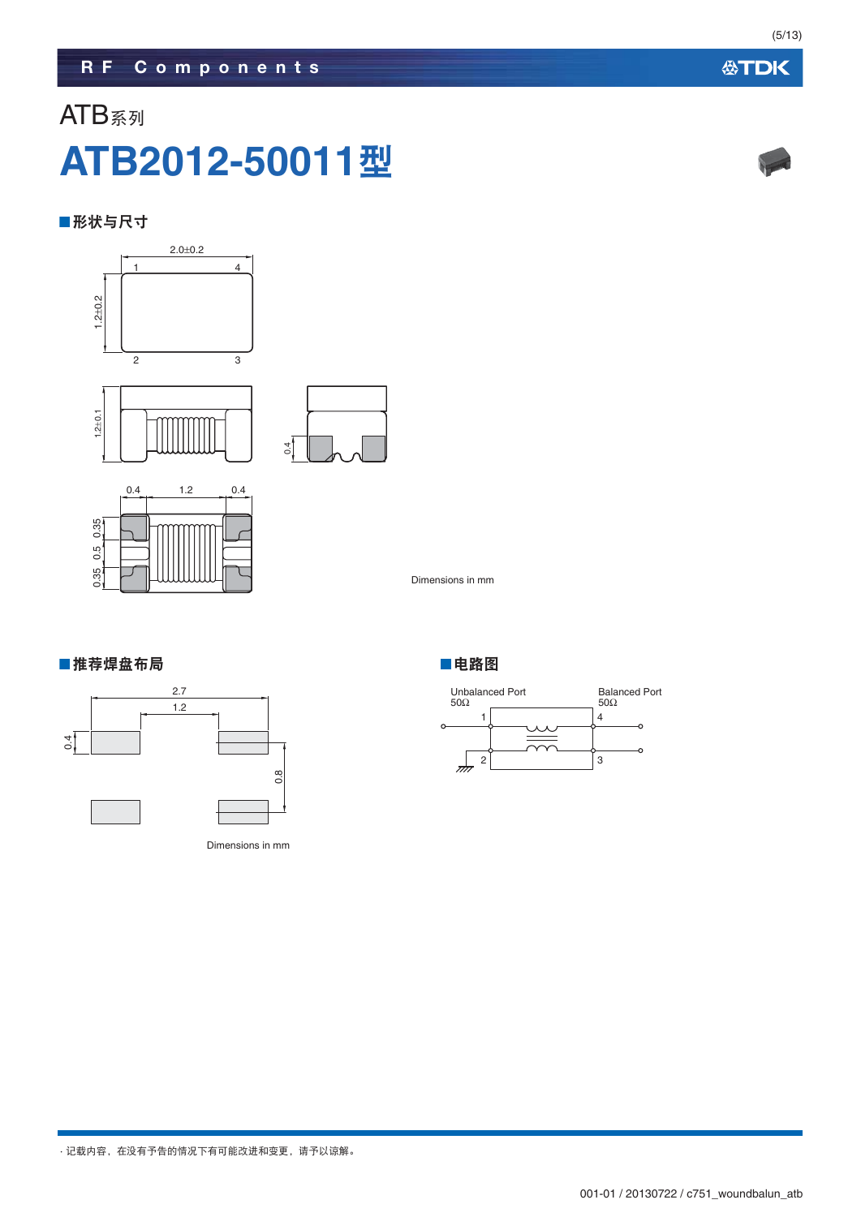# ATB系列

# ATB2012-50011型

## ■形状与尺寸

Dimensions in mm

## ■推荐焊盘布局

Dimensions in mm

## ■电路图

Unbalanced Port 50Ω

Balanced Port 50Ω

· 记载内容，在没有予告的情况下有可能改进和变更，请予以谅解。

001-01 / 20130722 / c751_woundbalun_atb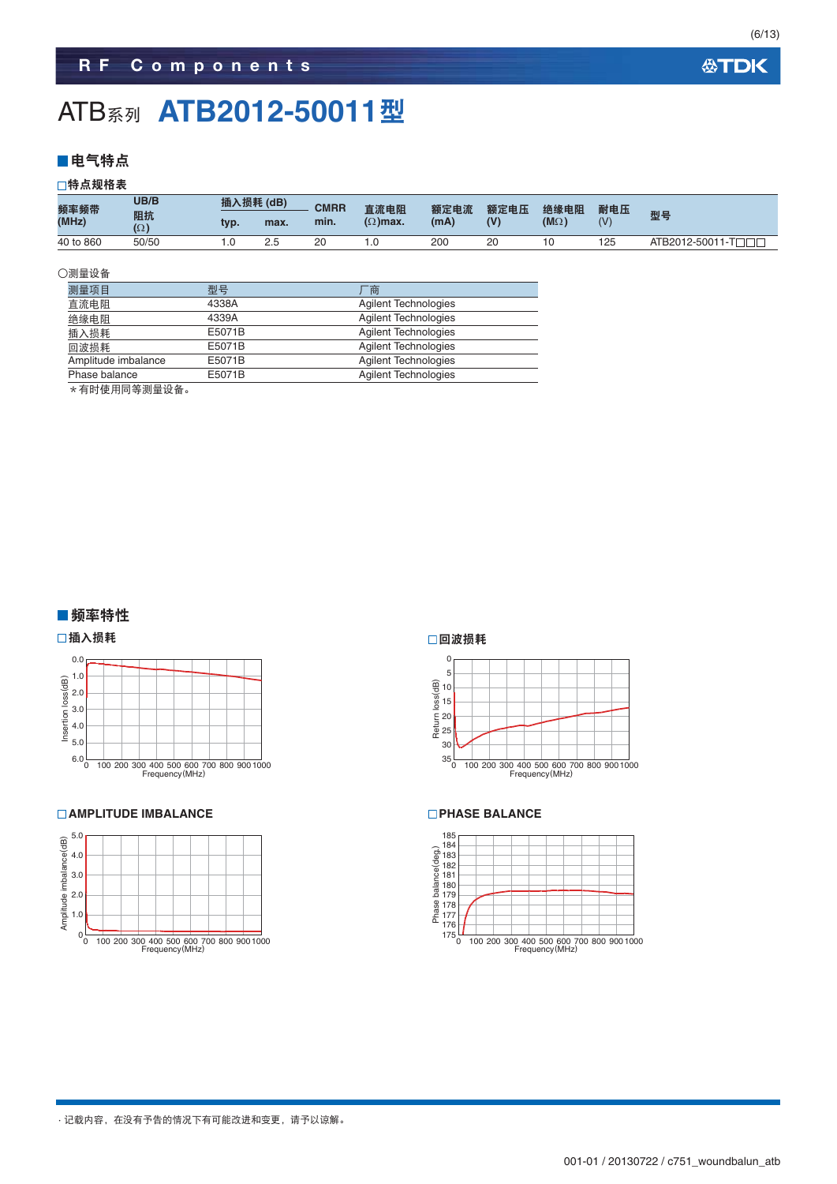# ATB系列 ATB2012-50011型

## ■电气特点

### □特点规格表

| 频率频带 (MHz) | UB/B 阻抗 (Ω) | 插入损耗 (dB) | | CMRR min. | 直流电阻 (Ω)max. | 额定电流 (mA) | 额定电压 (V) | 绝缘电阻 (MΩ) | 耐电压 (V) | 型号 |
|---|---|---|---|---|---|---|---|---|---|---|
| | | typ. | max. | | | | | | | |
| 40 to 860 | 50/50 | 1.0 | 2.5 | 20 | 1.0 | 200 | 20 | 10 | 125 | ATB2012-50011-T□□□ |

○测量设备

| 测量项目 | 型号 | 厂商 |
|---|---|---|
| 直流电阻 | 4338A | Agilent Technologies |
| 绝缘电阻 | 4339A | Agilent Technologies |
| 插入损耗 | E5071B | Agilent Technologies |
| 回波损耗 | E5071B | Agilent Technologies |
| Amplitude imbalance | E5071B | Agilent Technologies |
| Phase balance | E5071B | Agilent Technologies |

＊有时使用同等测量设备。

## ■频率特性

### □插入损耗

### □回波损耗

### □AMPLITUDE IMBALANCE

### □PHASE BALANCE

· 记载内容，在没有予告的情况下有可能改进和变更，请予以谅解。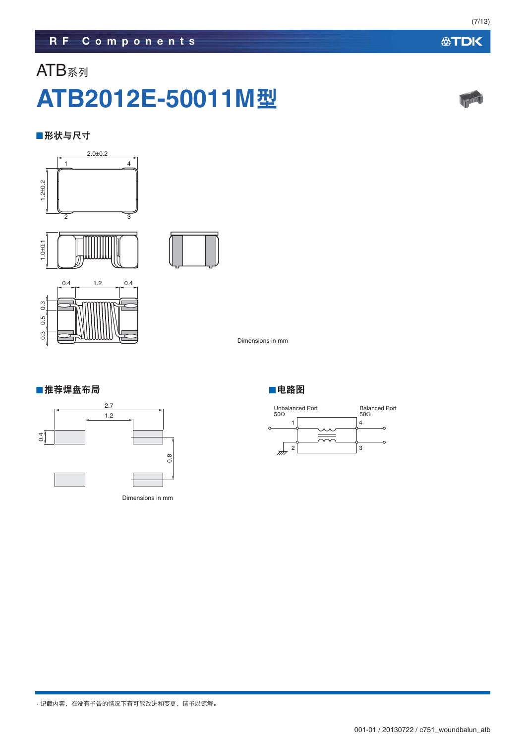ATB系列

# ATB2012E-50011M型

## ■形状与尺寸

Dimensions in mm

## ■推荐焊盘布局

Dimensions in mm

## ■电路图

Unbalanced Port 50Ω

Balanced Port 50Ω

· 记载内容，在没有予告的情况下有可能改进和变更，请予以谅解。

001-01 / 20130722 / c751_woundbalun_atb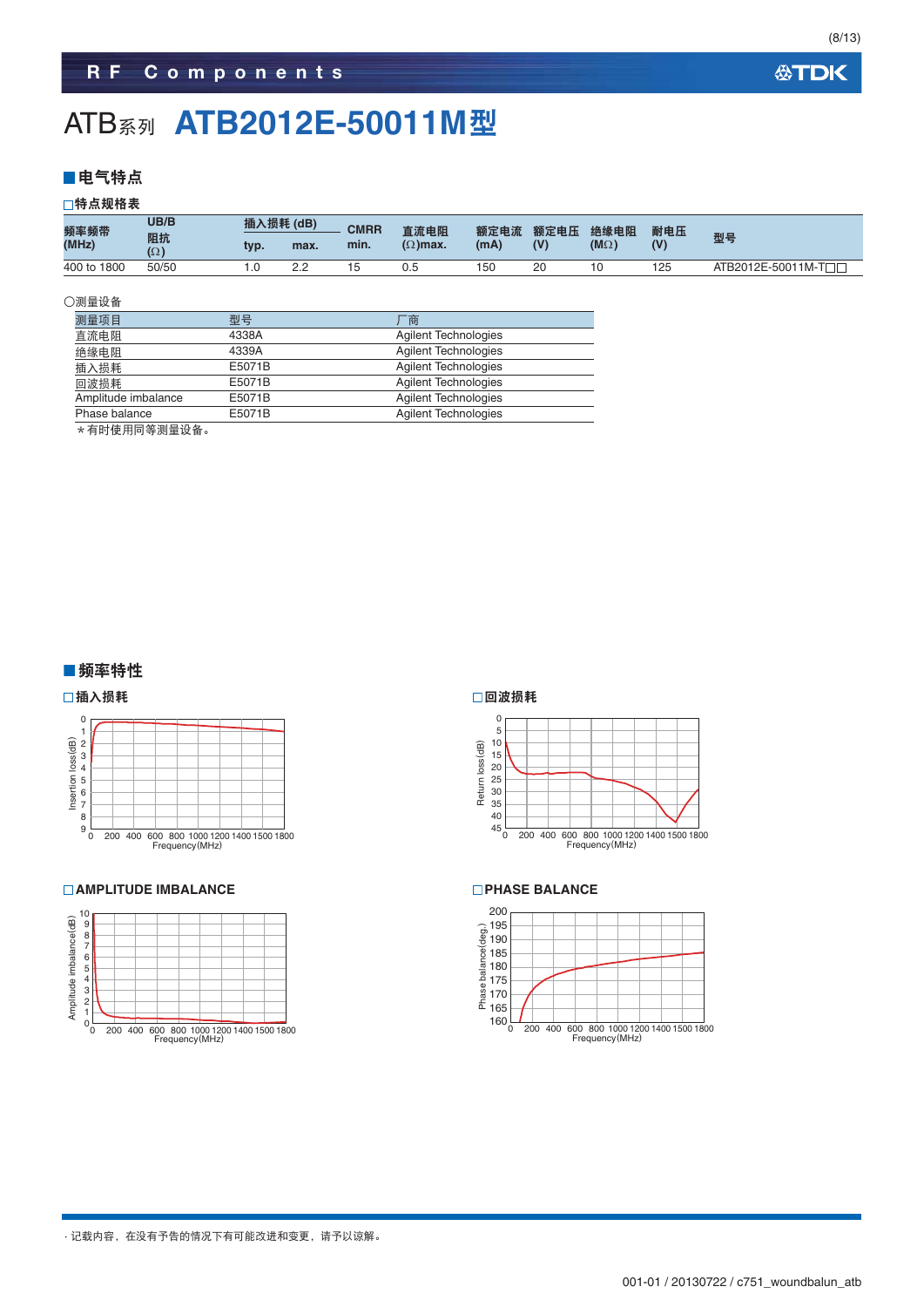# ATB系列 ATB2012E-50011M型

## ■电气特点

### □特点规格表

| 频率频带 (MHz) | UB/B 阻抗 (Ω) | 插入损耗 (dB) typ. | 插入损耗 (dB) max. | CMRR min. | 直流电阻 (Ω)max. | 额定电流 (mA) | 额定电压 (V) | 绝缘电阻 (MΩ) | 耐电压 (V) | 型号 |
|---|---|---|---|---|---|---|---|---|---|---|
| 400 to 1800 | 50/50 | 1.0 | 2.2 | 15 | 0.5 | 150 | 20 | 10 | 125 | ATB2012E-50011M-T□□ |

○测量设备

| 测量项目 | 型号 | 厂商 |
|---|---|---|
| 直流电阻 | 4338A | Agilent Technologies |
| 绝缘电阻 | 4339A | Agilent Technologies |
| 插入损耗 | E5071B | Agilent Technologies |
| 回波损耗 | E5071B | Agilent Technologies |
| Amplitude imbalance | E5071B | Agilent Technologies |
| Phase balance | E5071B | Agilent Technologies |

＊有时使用同等测量设备。

## ■频率特性

### □插入损耗

### □回波损耗

### □AMPLITUDE IMBALANCE

### □PHASE BALANCE

· 记载内容，在没有予告的情况下有可能改进和变更，请予以谅解。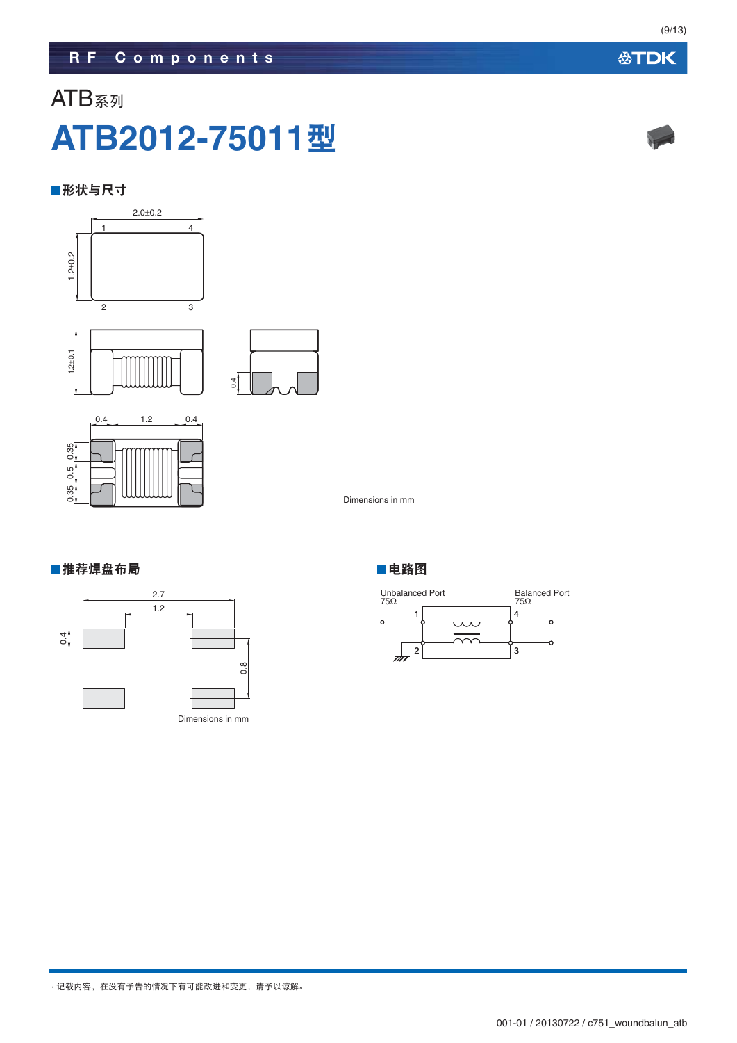ATB系列

# ATB2012-75011型

## ■形状与尺寸

Dimensions in mm

## ■推荐焊盘布局

Dimensions in mm

## ■电路图

Unbalanced Port
75Ω

Balanced Port
75Ω

· 记载内容，在没有予告的情况下有可能改进和变更，请予以谅解。

001-01 / 20130722 / c751_woundbalun_atb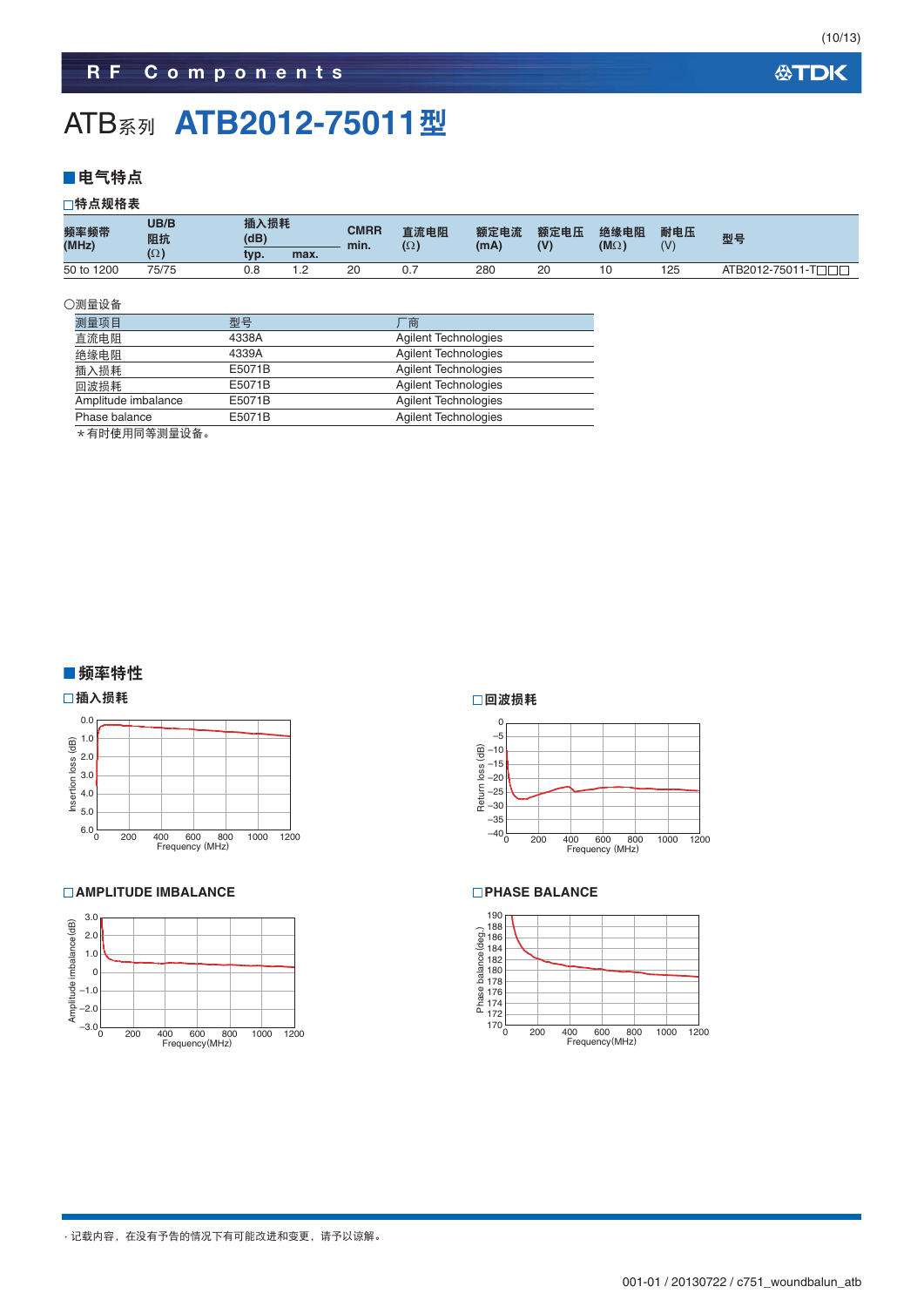# ATB系列 ATB2012-75011型

## ■电气特点

□特点规格表

| 频率频带 (MHz) | UB/B 阻抗 (Ω) | 插入损耗 (dB) typ. | max. | CMRR min. | 直流电阻 (Ω) | 额定电流 (mA) | 额定电压 (V) | 绝缘电阻 (MΩ) | 耐电压 (V) | 型号 |
|---|---|---|---|---|---|---|---|---|---|---|
| 50 to 1200 | 75/75 | 0.8 | 1.2 | 20 | 0.7 | 280 | 20 | 10 | 125 | ATB2012-75011-T□□□ |

○测量设备

| 测量项目 | 型号 | 厂商 |
|---|---|---|
| 直流电阻 | 4338A | Agilent Technologies |
| 绝缘电阻 | 4339A | Agilent Technologies |
| 插入损耗 | E5071B | Agilent Technologies |
| 回波损耗 | E5071B | Agilent Technologies |
| Amplitude imbalance | E5071B | Agilent Technologies |
| Phase balance | E5071B | Agilent Technologies |

＊有时使用同等测量设备。

## ■频率特性

□插入损耗

□回波损耗

□AMPLITUDE IMBALANCE

□PHASE BALANCE

· 记载内容，在没有予告的情况下有可能改进和变更，请予以谅解。

001-01 / 20130722 / c751_woundbalun_atb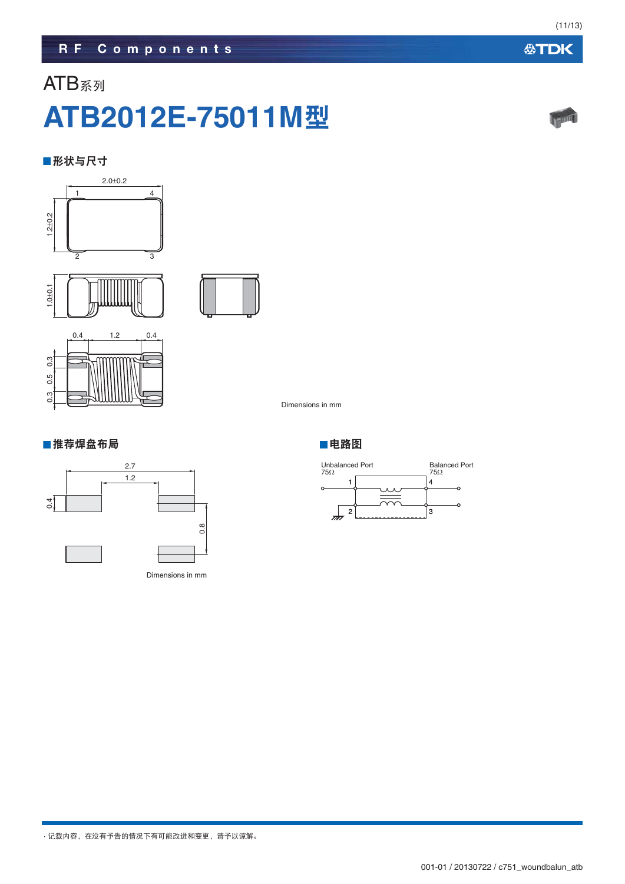ATB系列

# ATB2012E-75011M型

## ■形状与尺寸

2.0±0.2

1 4

1.2±0.2

2 3

1.0±0.1

0.4 1.2 0.4

0.3 0.5 0.3

Dimensions in mm

## ■推荐焊盘布局

2.7

1.2

0.4

0.8

Dimensions in mm

## ■电路图

Unbalanced Port
75Ω

Balanced Port
75Ω

1 4

2 3

· 记载内容，在没有予告的情况下有可能改进和变更，请予以谅解。

001-01 / 20130722 / c751_woundbalun_atb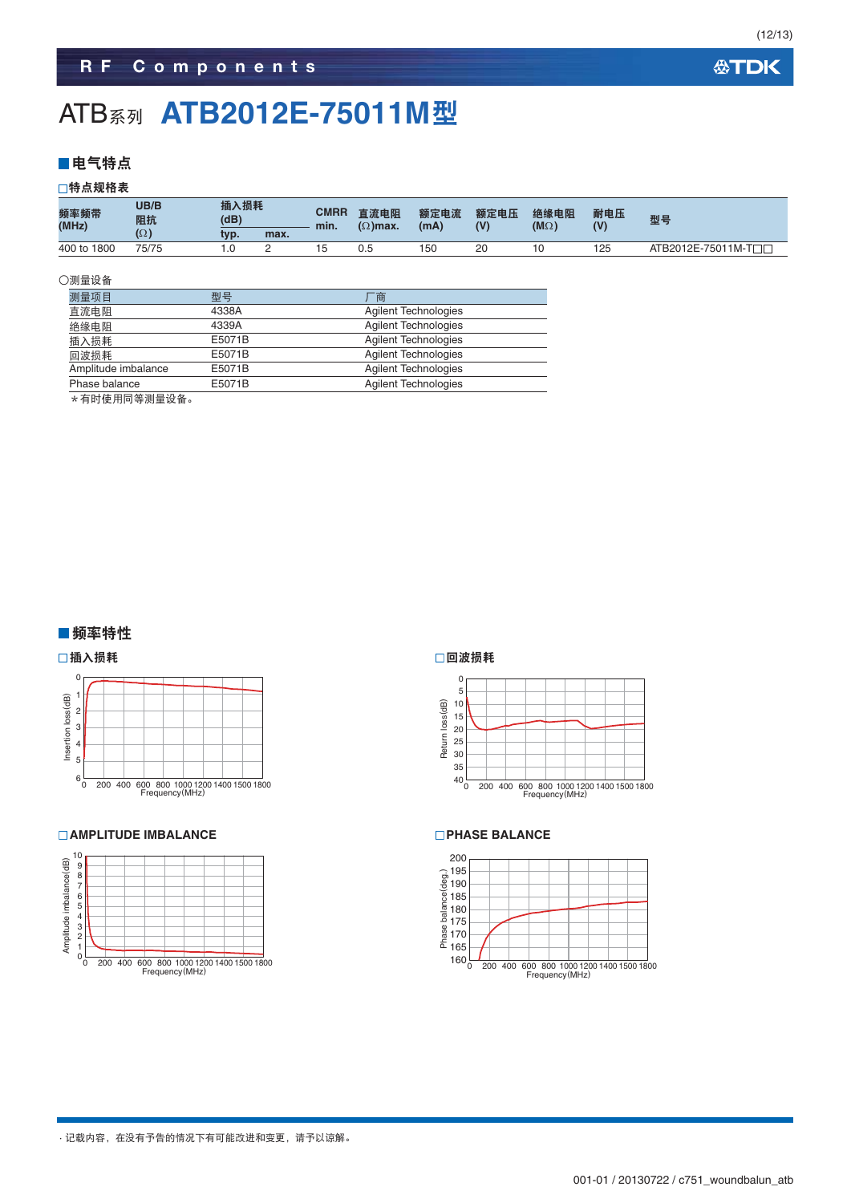# ATB系列 ATB2012E-75011M型

## ■电气特点

### □特点规格表

| 频率频带 (MHz) | UB/B 阻抗 (Ω) | 插入损耗 (dB) typ. | 插入损耗 (dB) max. | CMRR min. | 直流电阻 (Ω)max. | 额定电流 (mA) | 额定电压 (V) | 绝缘电阻 (MΩ) | 耐电压 (V) | 型号 |
|---|---|---|---|---|---|---|---|---|---|---|
| 400 to 1800 | 75/75 | 1.0 | 2 | 15 | 0.5 | 150 | 20 | 10 | 125 | ATB2012E-75011M-T□□ |

○测量设备

| 测量项目 | 型号 | 厂商 |
|---|---|---|
| 直流电阻 | 4338A | Agilent Technologies |
| 绝缘电阻 | 4339A | Agilent Technologies |
| 插入损耗 | E5071B | Agilent Technologies |
| 回波损耗 | E5071B | Agilent Technologies |
| Amplitude imbalance | E5071B | Agilent Technologies |
| Phase balance | E5071B | Agilent Technologies |

＊有时使用同等测量设备。

## ■频率特性

### □插入损耗

### □回波损耗

### □AMPLITUDE IMBALANCE

### □PHASE BALANCE

· 记载内容，在没有予告的情况下有可能改进和变更，请予以谅解。

001-01 / 20130722 / c751_woundbalun_atb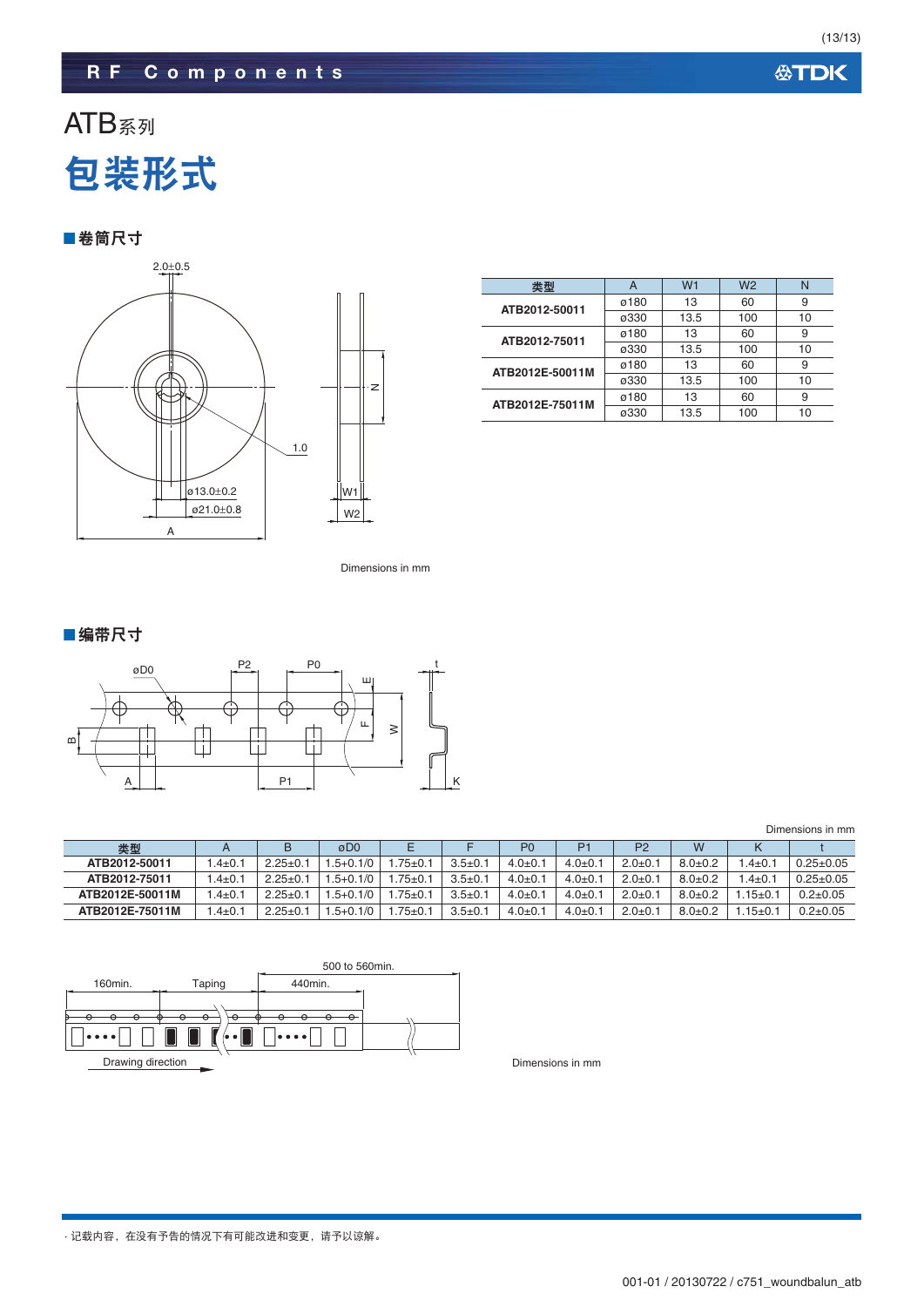# ATB系列

## 包装形式

### ■卷筒尺寸

2.0±0.5

1.0

ø13.0±0.2

ø21.0±0.8

A

N

W1

W2

| 类型 | A | W1 | W2 | N |
|---|---|---|---|---|
| ATB2012-50011 | ø180 | 13 | 60 | 9 |
| | ø330 | 13.5 | 100 | 10 |
| ATB2012-75011 | ø180 | 13 | 60 | 9 |
| | ø330 | 13.5 | 100 | 10 |
| ATB2012E-50011M | ø180 | 13 | 60 | 9 |
| | ø330 | 13.5 | 100 | 10 |
| ATB2012E-75011M | ø180 | 13 | 60 | 9 |
| | ø330 | 13.5 | 100 | 10 |

Dimensions in mm

### ■编带尺寸

øD0

P2

P0

t

E

F

W

B

A

P1

K

Dimensions in mm

| 类型 | A | B | øD0 | E | F | P0 | P1 | P2 | W | K | t |
|---|---|---|---|---|---|---|---|---|---|---|---|
| ATB2012-50011 | 1.4±0.1 | 2.25±0.1 | 1.5+0.1/0 | 1.75±0.1 | 3.5±0.1 | 4.0±0.1 | 4.0±0.1 | 2.0±0.1 | 8.0±0.2 | 1.4±0.1 | 0.25±0.05 |
| ATB2012-75011 | 1.4±0.1 | 2.25±0.1 | 1.5+0.1/0 | 1.75±0.1 | 3.5±0.1 | 4.0±0.1 | 4.0±0.1 | 2.0±0.1 | 8.0±0.2 | 1.4±0.1 | 0.25±0.05 |
| ATB2012E-50011M | 1.4±0.1 | 2.25±0.1 | 1.5+0.1/0 | 1.75±0.1 | 3.5±0.1 | 4.0±0.1 | 4.0±0.1 | 2.0±0.1 | 8.0±0.2 | 1.15±0.1 | 0.2±0.05 |
| ATB2012E-75011M | 1.4±0.1 | 2.25±0.1 | 1.5+0.1/0 | 1.75±0.1 | 3.5±0.1 | 4.0±0.1 | 4.0±0.1 | 2.0±0.1 | 8.0±0.2 | 1.15±0.1 | 0.2±0.05 |

500 to 560min.

160min.

Taping

440min.

Drawing direction

Dimensions in mm

· 记载内容，在没有予告的情况下有可能改进和变更，请予以谅解。

001-01 / 20130722 / c751_woundbalun_atb